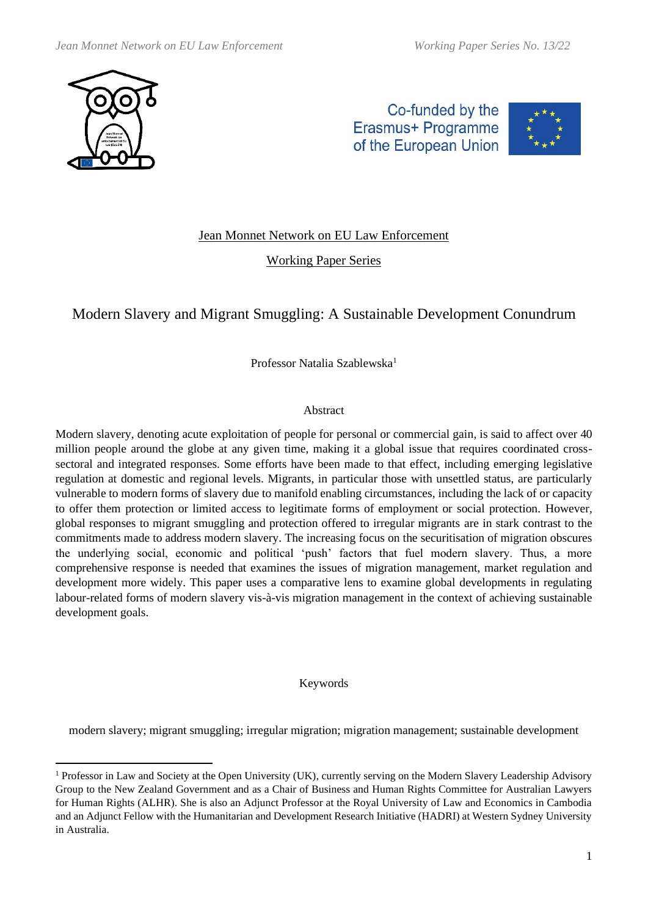Jean Monnet Network on EU Law Enforcement

Working Paper Series

# Modern Slavery and Migrant Smuggling: A Sustainable Development Conundrum

Professor Natalia Szablewska[1]

## Abstract

Modern slavery, denoting acute exploitation of people for personal or commercial gain, is said to affect over 40 million people around the globe at any given time, making it a global issue that requires coordinated cross-sectoral and integrated responses. Some efforts have been made to that effect, including emerging legislative regulation at domestic and regional levels. Migrants, in particular those with unsettled status, are particularly vulnerable to modern forms of slavery due to manifold enabling circumstances, including the lack of or capacity to offer them protection or limited access to legitimate forms of employment or social protection. However, global responses to migrant smuggling and protection offered to irregular migrants are in stark contrast to the commitments made to address modern slavery. The increasing focus on the securitisation of migration obscures the underlying social, economic and political 'push' factors that fuel modern slavery. Thus, a more comprehensive response is needed that examines the issues of migration management, market regulation and development more widely. This paper uses a comparative lens to examine global developments in regulating labour-related forms of modern slavery vis-à-vis migration management in the context of achieving sustainable development goals.

## Keywords

modern slavery; migrant smuggling; irregular migration; migration management; sustainable development

---

[1] Professor in Law and Society at the Open University (UK), currently serving on the Modern Slavery Leadership Advisory Group to the New Zealand Government and as a Chair of Business and Human Rights Committee for Australian Lawyers for Human Rights (ALHR). She is also an Adjunct Professor at the Royal University of Law and Economics in Cambodia and an Adjunct Fellow with the Humanitarian and Development Research Initiative (HADRI) at Western Sydney University in Australia.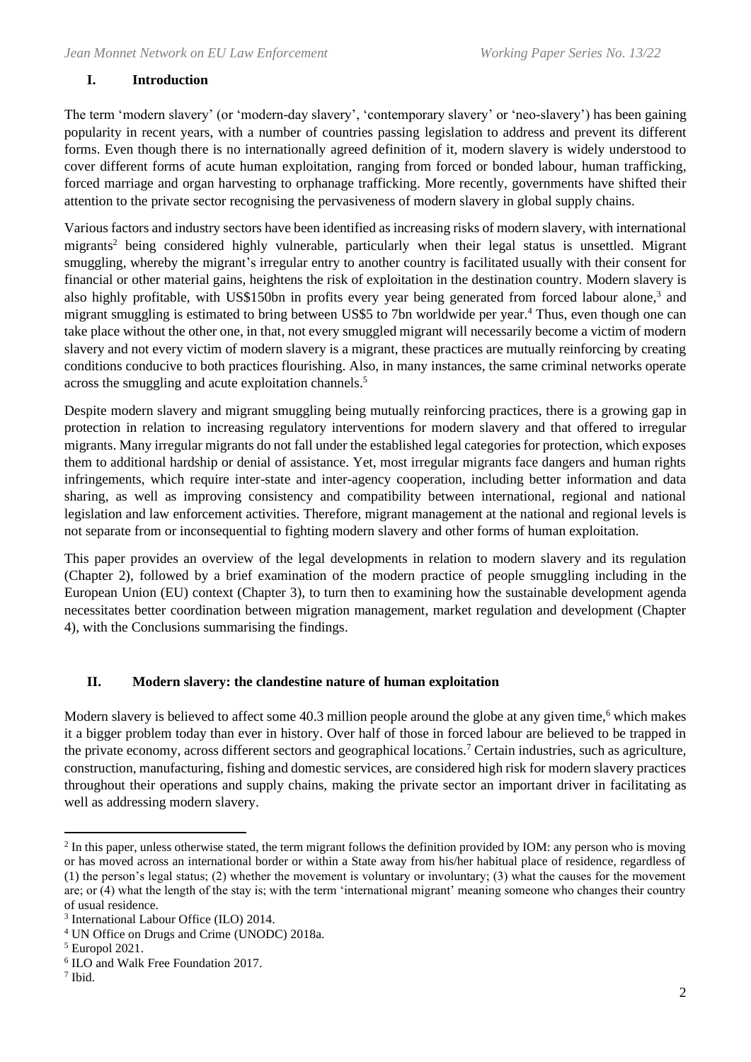## I. Introduction

The term 'modern slavery' (or 'modern-day slavery', 'contemporary slavery' or 'neo-slavery') has been gaining popularity in recent years, with a number of countries passing legislation to address and prevent its different forms. Even though there is no internationally agreed definition of it, modern slavery is widely understood to cover different forms of acute human exploitation, ranging from forced or bonded labour, human trafficking, forced marriage and organ harvesting to orphanage trafficking. More recently, governments have shifted their attention to the private sector recognising the pervasiveness of modern slavery in global supply chains.

Various factors and industry sectors have been identified as increasing risks of modern slavery, with international migrants[2] being considered highly vulnerable, particularly when their legal status is unsettled. Migrant smuggling, whereby the migrant's irregular entry to another country is facilitated usually with their consent for financial or other material gains, heightens the risk of exploitation in the destination country. Modern slavery is also highly profitable, with US$150bn in profits every year being generated from forced labour alone,[3] and migrant smuggling is estimated to bring between US$5 to 7bn worldwide per year.[4] Thus, even though one can take place without the other one, in that, not every smuggled migrant will necessarily become a victim of modern slavery and not every victim of modern slavery is a migrant, these practices are mutually reinforcing by creating conditions conducive to both practices flourishing. Also, in many instances, the same criminal networks operate across the smuggling and acute exploitation channels.[5]

Despite modern slavery and migrant smuggling being mutually reinforcing practices, there is a growing gap in protection in relation to increasing regulatory interventions for modern slavery and that offered to irregular migrants. Many irregular migrants do not fall under the established legal categories for protection, which exposes them to additional hardship or denial of assistance. Yet, most irregular migrants face dangers and human rights infringements, which require inter-state and inter-agency cooperation, including better information and data sharing, as well as improving consistency and compatibility between international, regional and national legislation and law enforcement activities. Therefore, migrant management at the national and regional levels is not separate from or inconsequential to fighting modern slavery and other forms of human exploitation.

This paper provides an overview of the legal developments in relation to modern slavery and its regulation (Chapter 2), followed by a brief examination of the modern practice of people smuggling including in the European Union (EU) context (Chapter 3), to turn then to examining how the sustainable development agenda necessitates better coordination between migration management, market regulation and development (Chapter 4), with the Conclusions summarising the findings.

## II. Modern slavery: the clandestine nature of human exploitation

Modern slavery is believed to affect some 40.3 million people around the globe at any given time,[6] which makes it a bigger problem today than ever in history. Over half of those in forced labour are believed to be trapped in the private economy, across different sectors and geographical locations.[7] Certain industries, such as agriculture, construction, manufacturing, fishing and domestic services, are considered high risk for modern slavery practices throughout their operations and supply chains, making the private sector an important driver in facilitating as well as addressing modern slavery.

---

[2] In this paper, unless otherwise stated, the term migrant follows the definition provided by IOM: any person who is moving or has moved across an international border or within a State away from his/her habitual place of residence, regardless of (1) the person's legal status; (2) whether the movement is voluntary or involuntary; (3) what the causes for the movement are; or (4) what the length of the stay is; with the term 'international migrant' meaning someone who changes their country of usual residence.

[3] International Labour Office (ILO) 2014.

[4] UN Office on Drugs and Crime (UNODC) 2018a.

[5] Europol 2021.

[6] ILO and Walk Free Foundation 2017.

[7] Ibid.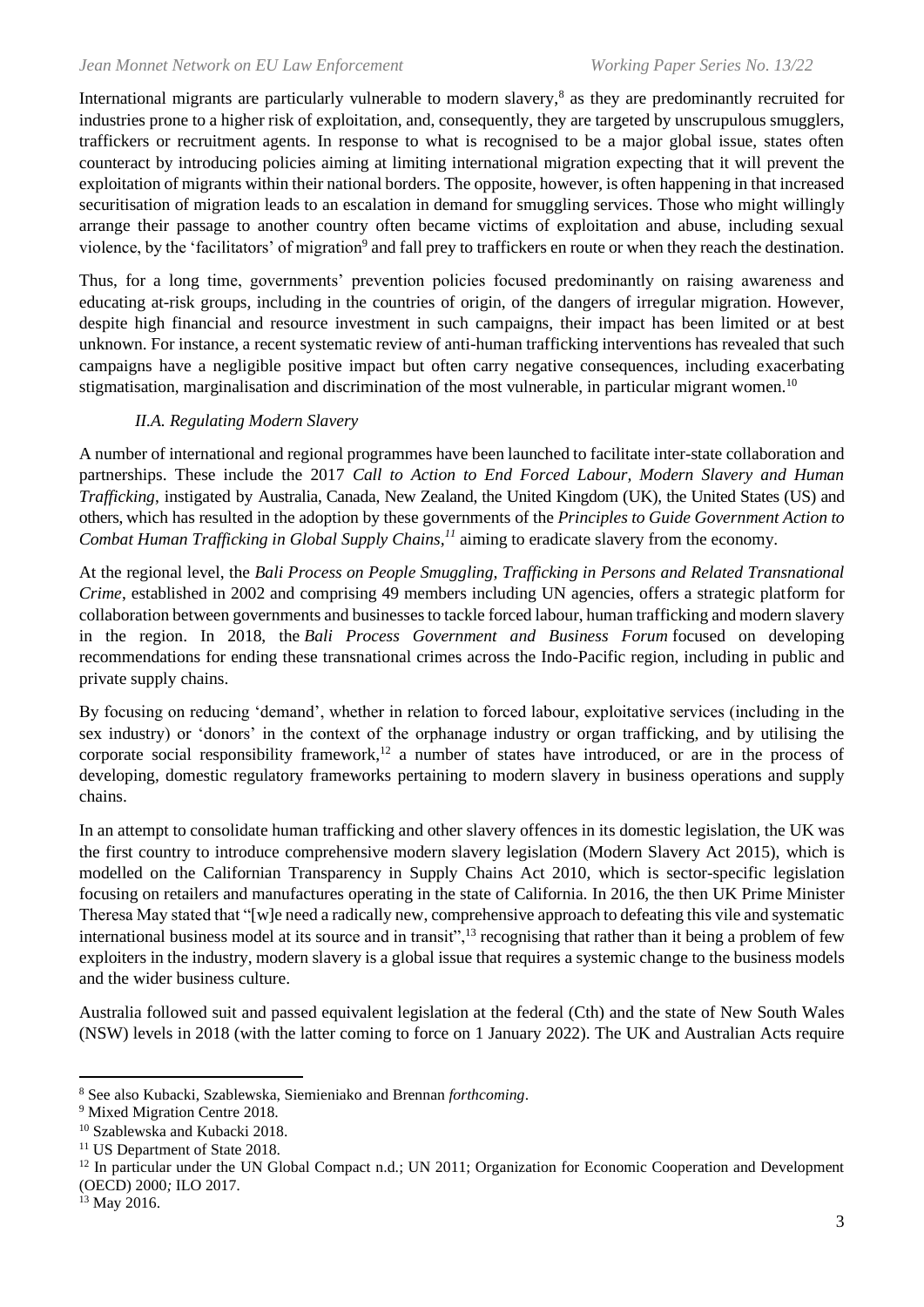International migrants are particularly vulnerable to modern slavery,[8] as they are predominantly recruited for industries prone to a higher risk of exploitation, and, consequently, they are targeted by unscrupulous smugglers, traffickers or recruitment agents. In response to what is recognised to be a major global issue, states often counteract by introducing policies aiming at limiting international migration expecting that it will prevent the exploitation of migrants within their national borders. The opposite, however, is often happening in that increased securitisation of migration leads to an escalation in demand for smuggling services. Those who might willingly arrange their passage to another country often became victims of exploitation and abuse, including sexual violence, by the 'facilitators' of migration[9] and fall prey to traffickers en route or when they reach the destination.

Thus, for a long time, governments' prevention policies focused predominantly on raising awareness and educating at-risk groups, including in the countries of origin, of the dangers of irregular migration. However, despite high financial and resource investment in such campaigns, their impact has been limited or at best unknown. For instance, a recent systematic review of anti-human trafficking interventions has revealed that such campaigns have a negligible positive impact but often carry negative consequences, including exacerbating stigmatisation, marginalisation and discrimination of the most vulnerable, in particular migrant women.[10]

### *II.A. Regulating Modern Slavery*

A number of international and regional programmes have been launched to facilitate inter-state collaboration and partnerships. These include the 2017 *Call to Action to End Forced Labour, Modern Slavery and Human Trafficking*, instigated by Australia, Canada, New Zealand, the United Kingdom (UK), the United States (US) and others, which has resulted in the adoption by these governments of the *Principles to Guide Government Action to Combat Human Trafficking in Global Supply Chains,*[11] aiming to eradicate slavery from the economy.

At the regional level, the *Bali Process on People Smuggling, Trafficking in Persons and Related Transnational Crime*, established in 2002 and comprising 49 members including UN agencies, offers a strategic platform for collaboration between governments and businesses to tackle forced labour, human trafficking and modern slavery in the region. In 2018, the *Bali Process Government and Business Forum* focused on developing recommendations for ending these transnational crimes across the Indo-Pacific region, including in public and private supply chains.

By focusing on reducing 'demand', whether in relation to forced labour, exploitative services (including in the sex industry) or 'donors' in the context of the orphanage industry or organ trafficking, and by utilising the corporate social responsibility framework,[12] a number of states have introduced, or are in the process of developing, domestic regulatory frameworks pertaining to modern slavery in business operations and supply chains.

In an attempt to consolidate human trafficking and other slavery offences in its domestic legislation, the UK was the first country to introduce comprehensive modern slavery legislation (Modern Slavery Act 2015), which is modelled on the Californian Transparency in Supply Chains Act 2010, which is sector-specific legislation focusing on retailers and manufactures operating in the state of California. In 2016, the then UK Prime Minister Theresa May stated that "[w]e need a radically new, comprehensive approach to defeating this vile and systematic international business model at its source and in transit",[13] recognising that rather than it being a problem of few exploiters in the industry, modern slavery is a global issue that requires a systemic change to the business models and the wider business culture.

Australia followed suit and passed equivalent legislation at the federal (Cth) and the state of New South Wales (NSW) levels in 2018 (with the latter coming to force on 1 January 2022). The UK and Australian Acts require

---

[8] See also Kubacki, Szablewska, Siemieniako and Brennan *forthcoming*.
[9] Mixed Migration Centre 2018.
[10] Szablewska and Kubacki 2018.
[11] US Department of State 2018.
[12] In particular under the UN Global Compact n.d.; UN 2011; Organization for Economic Cooperation and Development (OECD) 2000*;* ILO 2017.
[13] May 2016.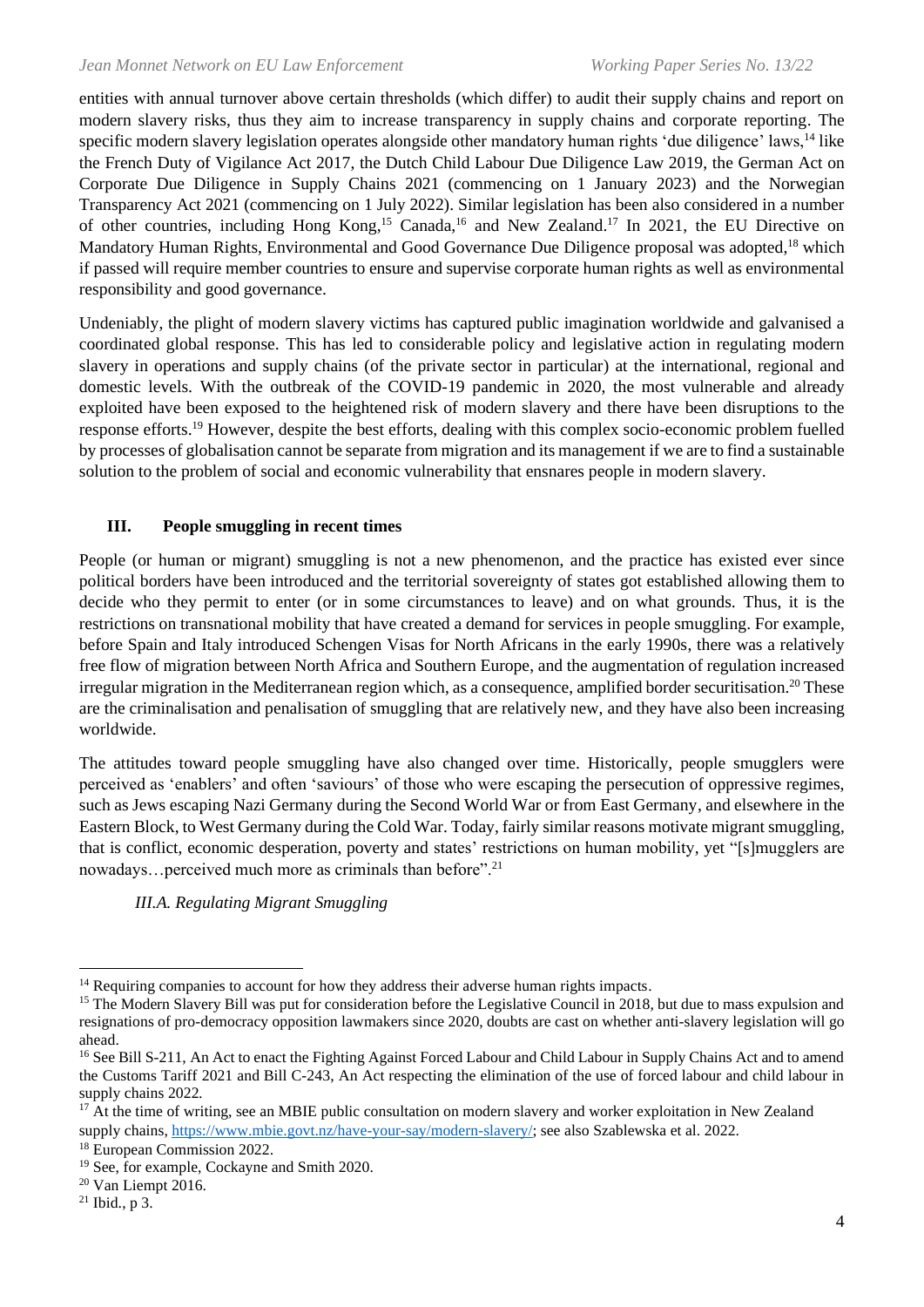entities with annual turnover above certain thresholds (which differ) to audit their supply chains and report on modern slavery risks, thus they aim to increase transparency in supply chains and corporate reporting. The specific modern slavery legislation operates alongside other mandatory human rights 'due diligence' laws,[14] like the French Duty of Vigilance Act 2017, the Dutch Child Labour Due Diligence Law 2019, the German Act on Corporate Due Diligence in Supply Chains 2021 (commencing on 1 January 2023) and the Norwegian Transparency Act 2021 (commencing on 1 July 2022). Similar legislation has been also considered in a number of other countries, including Hong Kong,[15] Canada,[16] and New Zealand.[17] In 2021, the EU Directive on Mandatory Human Rights, Environmental and Good Governance Due Diligence proposal was adopted,[18] which if passed will require member countries to ensure and supervise corporate human rights as well as environmental responsibility and good governance.

Undeniably, the plight of modern slavery victims has captured public imagination worldwide and galvanised a coordinated global response. This has led to considerable policy and legislative action in regulating modern slavery in operations and supply chains (of the private sector in particular) at the international, regional and domestic levels. With the outbreak of the COVID-19 pandemic in 2020, the most vulnerable and already exploited have been exposed to the heightened risk of modern slavery and there have been disruptions to the response efforts.[19] However, despite the best efforts, dealing with this complex socio-economic problem fuelled by processes of globalisation cannot be separate from migration and its management if we are to find a sustainable solution to the problem of social and economic vulnerability that ensnares people in modern slavery.

## III. People smuggling in recent times

People (or human or migrant) smuggling is not a new phenomenon, and the practice has existed ever since political borders have been introduced and the territorial sovereignty of states got established allowing them to decide who they permit to enter (or in some circumstances to leave) and on what grounds. Thus, it is the restrictions on transnational mobility that have created a demand for services in people smuggling. For example, before Spain and Italy introduced Schengen Visas for North Africans in the early 1990s, there was a relatively free flow of migration between North Africa and Southern Europe, and the augmentation of regulation increased irregular migration in the Mediterranean region which, as a consequence, amplified border securitisation.[20] These are the criminalisation and penalisation of smuggling that are relatively new, and they have also been increasing worldwide.

The attitudes toward people smuggling have also changed over time. Historically, people smugglers were perceived as 'enablers' and often 'saviours' of those who were escaping the persecution of oppressive regimes, such as Jews escaping Nazi Germany during the Second World War or from East Germany, and elsewhere in the Eastern Block, to West Germany during the Cold War. Today, fairly similar reasons motivate migrant smuggling, that is conflict, economic desperation, poverty and states' restrictions on human mobility, yet "[s]mugglers are nowadays…perceived much more as criminals than before".[21]

### *III.A. Regulating Migrant Smuggling*

---

[14] Requiring companies to account for how they address their adverse human rights impacts.

[15] The Modern Slavery Bill was put for consideration before the Legislative Council in 2018, but due to mass expulsion and resignations of pro-democracy opposition lawmakers since 2020, doubts are cast on whether anti-slavery legislation will go ahead.

[16] See Bill S-211, An Act to enact the Fighting Against Forced Labour and Child Labour in Supply Chains Act and to amend the Customs Tariff 2021 and Bill C-243, An Act respecting the elimination of the use of forced labour and child labour in supply chains 2022.

[17] At the time of writing, see an MBIE public consultation on modern slavery and worker exploitation in New Zealand supply chains, https://www.mbie.govt.nz/have-your-say/modern-slavery/; see also Szablewska et al. 2022.

[18] European Commission 2022.

[19] See, for example, Cockayne and Smith 2020.

[20] Van Liempt 2016.

[21] Ibid., p 3.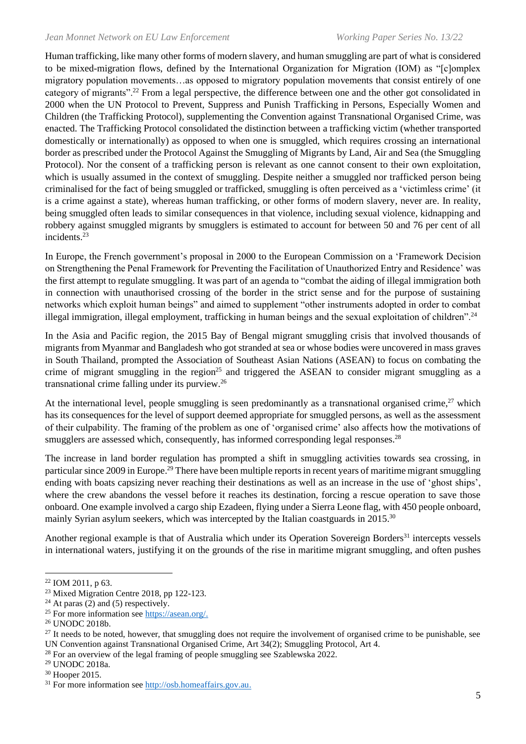Human trafficking, like many other forms of modern slavery, and human smuggling are part of what is considered to be mixed-migration flows, defined by the International Organization for Migration (IOM) as "[c]omplex migratory population movements…as opposed to migratory population movements that consist entirely of one category of migrants".[22] From a legal perspective, the difference between one and the other got consolidated in 2000 when the UN Protocol to Prevent, Suppress and Punish Trafficking in Persons, Especially Women and Children (the Trafficking Protocol), supplementing the Convention against Transnational Organised Crime, was enacted. The Trafficking Protocol consolidated the distinction between a trafficking victim (whether transported domestically or internationally) as opposed to when one is smuggled, which requires crossing an international border as prescribed under the Protocol Against the Smuggling of Migrants by Land, Air and Sea (the Smuggling Protocol). Nor the consent of a trafficking person is relevant as one cannot consent to their own exploitation, which is usually assumed in the context of smuggling. Despite neither a smuggled nor trafficked person being criminalised for the fact of being smuggled or trafficked, smuggling is often perceived as a 'victimless crime' (it is a crime against a state), whereas human trafficking, or other forms of modern slavery, never are. In reality, being smuggled often leads to similar consequences in that violence, including sexual violence, kidnapping and robbery against smuggled migrants by smugglers is estimated to account for between 50 and 76 per cent of all incidents.[23]

In Europe, the French government's proposal in 2000 to the European Commission on a 'Framework Decision on Strengthening the Penal Framework for Preventing the Facilitation of Unauthorized Entry and Residence' was the first attempt to regulate smuggling. It was part of an agenda to "combat the aiding of illegal immigration both in connection with unauthorised crossing of the border in the strict sense and for the purpose of sustaining networks which exploit human beings" and aimed to supplement "other instruments adopted in order to combat illegal immigration, illegal employment, trafficking in human beings and the sexual exploitation of children".[24]

In the Asia and Pacific region, the 2015 Bay of Bengal migrant smuggling crisis that involved thousands of migrants from Myanmar and Bangladesh who got stranded at sea or whose bodies were uncovered in mass graves in South Thailand, prompted the Association of Southeast Asian Nations (ASEAN) to focus on combating the crime of migrant smuggling in the region[25] and triggered the ASEAN to consider migrant smuggling as a transnational crime falling under its purview.[26]

At the international level, people smuggling is seen predominantly as a transnational organised crime,[27] which has its consequences for the level of support deemed appropriate for smuggled persons, as well as the assessment of their culpability. The framing of the problem as one of 'organised crime' also affects how the motivations of smugglers are assessed which, consequently, has informed corresponding legal responses.[28]

The increase in land border regulation has prompted a shift in smuggling activities towards sea crossing, in particular since 2009 in Europe.[29] There have been multiple reports in recent years of maritime migrant smuggling ending with boats capsizing never reaching their destinations as well as an increase in the use of 'ghost ships', where the crew abandons the vessel before it reaches its destination, forcing a rescue operation to save those onboard. One example involved a cargo ship Ezadeen, flying under a Sierra Leone flag, with 450 people onboard, mainly Syrian asylum seekers, which was intercepted by the Italian coastguards in 2015.[30]

Another regional example is that of Australia which under its Operation Sovereign Borders[31] intercepts vessels in international waters, justifying it on the grounds of the rise in maritime migrant smuggling, and often pushes

---

[22] IOM 2011, p 63.

[23] Mixed Migration Centre 2018, pp 122-123.

[24] At paras (2) and (5) respectively.

[25] For more information see https://asean.org/.

[26] UNODC 2018b.

[27] It needs to be noted, however, that smuggling does not require the involvement of organised crime to be punishable, see UN Convention against Transnational Organised Crime, Art 34(2); Smuggling Protocol, Art 4.

[28] For an overview of the legal framing of people smuggling see Szablewska 2022.

[29] UNODC 2018a.

[30] Hooper 2015.

[31] For more information see http://osb.homeaffairs.gov.au.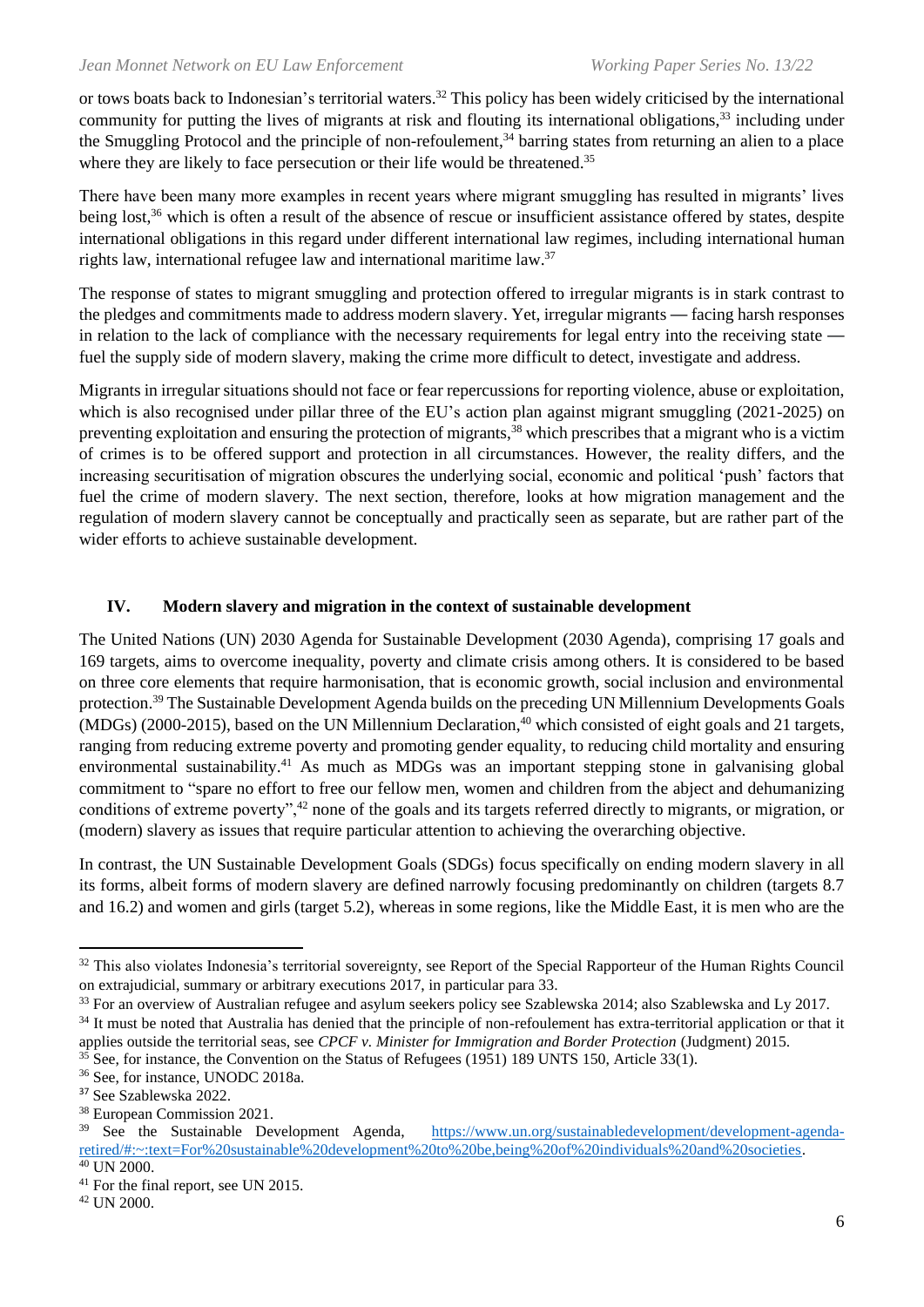or tows boats back to Indonesian's territorial waters.[32] This policy has been widely criticised by the international community for putting the lives of migrants at risk and flouting its international obligations,[33] including under the Smuggling Protocol and the principle of non-refoulement,[34] barring states from returning an alien to a place where they are likely to face persecution or their life would be threatened.[35]

There have been many more examples in recent years where migrant smuggling has resulted in migrants' lives being lost,[36] which is often a result of the absence of rescue or insufficient assistance offered by states, despite international obligations in this regard under different international law regimes, including international human rights law, international refugee law and international maritime law.[37]

The response of states to migrant smuggling and protection offered to irregular migrants is in stark contrast to the pledges and commitments made to address modern slavery. Yet, irregular migrants — facing harsh responses in relation to the lack of compliance with the necessary requirements for legal entry into the receiving state — fuel the supply side of modern slavery, making the crime more difficult to detect, investigate and address.

Migrants in irregular situations should not face or fear repercussions for reporting violence, abuse or exploitation, which is also recognised under pillar three of the EU's action plan against migrant smuggling (2021-2025) on preventing exploitation and ensuring the protection of migrants,[38] which prescribes that a migrant who is a victim of crimes is to be offered support and protection in all circumstances. However, the reality differs, and the increasing securitisation of migration obscures the underlying social, economic and political 'push' factors that fuel the crime of modern slavery. The next section, therefore, looks at how migration management and the regulation of modern slavery cannot be conceptually and practically seen as separate, but are rather part of the wider efforts to achieve sustainable development.

## IV. Modern slavery and migration in the context of sustainable development

The United Nations (UN) 2030 Agenda for Sustainable Development (2030 Agenda), comprising 17 goals and 169 targets, aims to overcome inequality, poverty and climate crisis among others. It is considered to be based on three core elements that require harmonisation, that is economic growth, social inclusion and environmental protection.[39] The Sustainable Development Agenda builds on the preceding UN Millennium Developments Goals (MDGs) (2000-2015), based on the UN Millennium Declaration,[40] which consisted of eight goals and 21 targets, ranging from reducing extreme poverty and promoting gender equality, to reducing child mortality and ensuring environmental sustainability.[41] As much as MDGs was an important stepping stone in galvanising global commitment to "spare no effort to free our fellow men, women and children from the abject and dehumanizing conditions of extreme poverty",[42] none of the goals and its targets referred directly to migrants, or migration, or (modern) slavery as issues that require particular attention to achieving the overarching objective.

In contrast, the UN Sustainable Development Goals (SDGs) focus specifically on ending modern slavery in all its forms, albeit forms of modern slavery are defined narrowly focusing predominantly on children (targets 8.7 and 16.2) and women and girls (target 5.2), whereas in some regions, like the Middle East, it is men who are the

---

[32] This also violates Indonesia's territorial sovereignty, see Report of the Special Rapporteur of the Human Rights Council on extrajudicial, summary or arbitrary executions 2017, in particular para 33.

[33] For an overview of Australian refugee and asylum seekers policy see Szablewska 2014; also Szablewska and Ly 2017.

[34] It must be noted that Australia has denied that the principle of non-refoulement has extra-territorial application or that it applies outside the territorial seas, see *CPCF v. Minister for Immigration and Border Protection* (Judgment) 2015.

[35] See, for instance, the Convention on the Status of Refugees (1951) 189 UNTS 150, Article 33(1).

[36] See, for instance, UNODC 2018a.

[37] See Szablewska 2022.

[38] European Commission 2021.

[39] See the Sustainable Development Agenda, https://www.un.org/sustainabledevelopment/development-agenda-retired/#:~:text=For%20sustainable%20development%20to%20be,being%20of%20individuals%20and%20societies.

[40] UN 2000.

[41] For the final report, see UN 2015.

[42] UN 2000.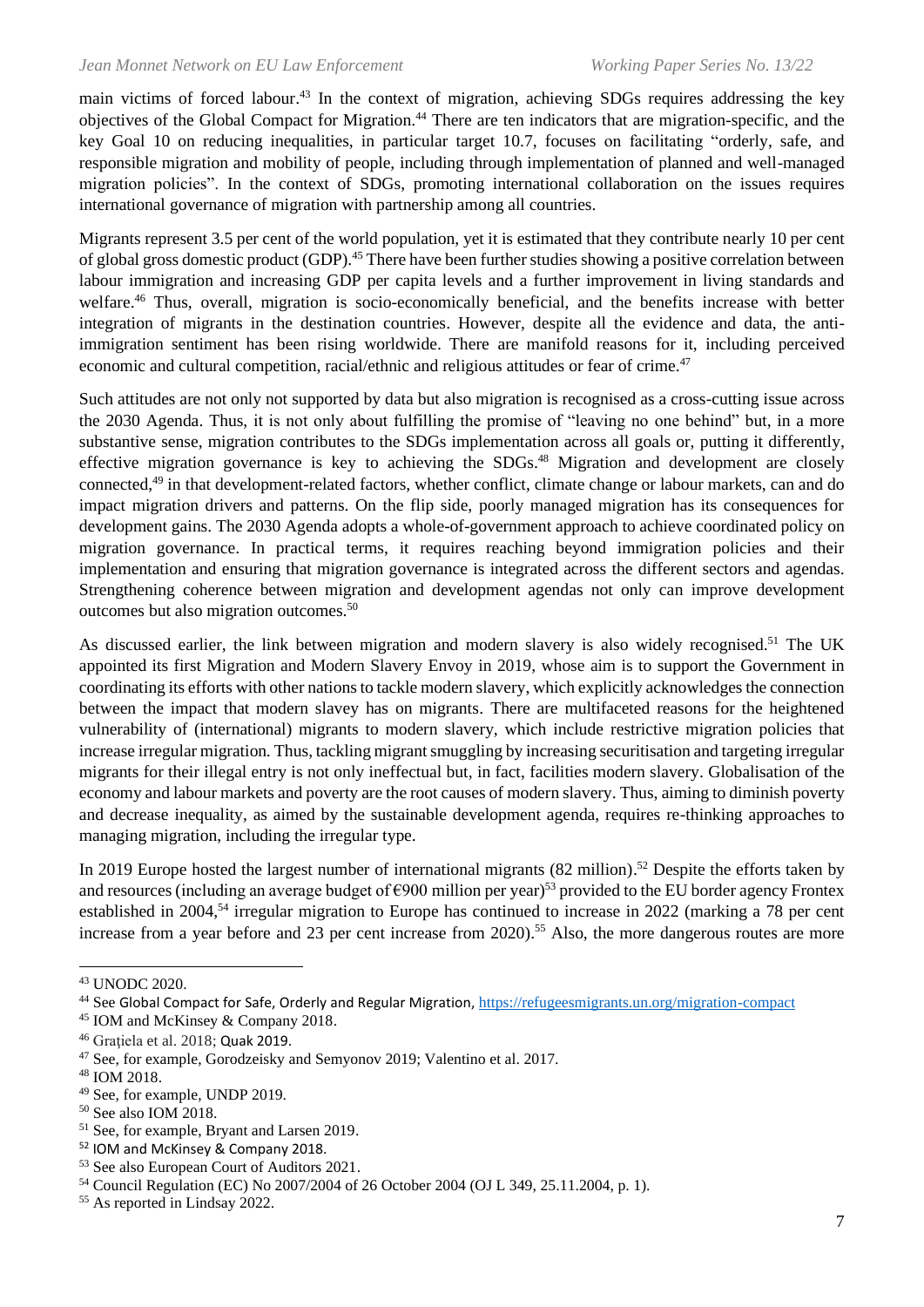main victims of forced labour.[43] In the context of migration, achieving SDGs requires addressing the key objectives of the Global Compact for Migration.[44] There are ten indicators that are migration-specific, and the key Goal 10 on reducing inequalities, in particular target 10.7, focuses on facilitating "orderly, safe, and responsible migration and mobility of people, including through implementation of planned and well-managed migration policies". In the context of SDGs, promoting international collaboration on the issues requires international governance of migration with partnership among all countries.

Migrants represent 3.5 per cent of the world population, yet it is estimated that they contribute nearly 10 per cent of global gross domestic product (GDP).[45] There have been further studies showing a positive correlation between labour immigration and increasing GDP per capita levels and a further improvement in living standards and welfare.[46] Thus, overall, migration is socio-economically beneficial, and the benefits increase with better integration of migrants in the destination countries. However, despite all the evidence and data, the anti-immigration sentiment has been rising worldwide. There are manifold reasons for it, including perceived economic and cultural competition, racial/ethnic and religious attitudes or fear of crime.[47]

Such attitudes are not only not supported by data but also migration is recognised as a cross-cutting issue across the 2030 Agenda. Thus, it is not only about fulfilling the promise of "leaving no one behind" but, in a more substantive sense, migration contributes to the SDGs implementation across all goals or, putting it differently, effective migration governance is key to achieving the SDGs.[48] Migration and development are closely connected,[49] in that development-related factors, whether conflict, climate change or labour markets, can and do impact migration drivers and patterns. On the flip side, poorly managed migration has its consequences for development gains. The 2030 Agenda adopts a whole-of-government approach to achieve coordinated policy on migration governance. In practical terms, it requires reaching beyond immigration policies and their implementation and ensuring that migration governance is integrated across the different sectors and agendas. Strengthening coherence between migration and development agendas not only can improve development outcomes but also migration outcomes.[50]

As discussed earlier, the link between migration and modern slavery is also widely recognised.[51] The UK appointed its first Migration and Modern Slavery Envoy in 2019, whose aim is to support the Government in coordinating its efforts with other nations to tackle modern slavery, which explicitly acknowledges the connection between the impact that modern slavey has on migrants. There are multifaceted reasons for the heightened vulnerability of (international) migrants to modern slavery, which include restrictive migration policies that increase irregular migration. Thus, tackling migrant smuggling by increasing securitisation and targeting irregular migrants for their illegal entry is not only ineffectual but, in fact, facilities modern slavery. Globalisation of the economy and labour markets and poverty are the root causes of modern slavery. Thus, aiming to diminish poverty and decrease inequality, as aimed by the sustainable development agenda, requires re-thinking approaches to managing migration, including the irregular type.

In 2019 Europe hosted the largest number of international migrants (82 million).[52] Despite the efforts taken by and resources (including an average budget of €900 million per year)[53] provided to the EU border agency Frontex established in 2004,[54] irregular migration to Europe has continued to increase in 2022 (marking a 78 per cent increase from a year before and 23 per cent increase from 2020).[55] Also, the more dangerous routes are more

---

[43] UNODC 2020.

[44] See Global Compact for Safe, Orderly and Regular Migration, https://refugeesmigrants.un.org/migration-compact

[45] IOM and McKinsey & Company 2018.

[46] Grațiela et al. 2018; Quak 2019.

[47] See, for example, Gorodzeisky and Semyonov 2019; Valentino et al. 2017.

[48] IOM 2018.

[49] See, for example, UNDP 2019.

[50] See also IOM 2018.

[51] See, for example, Bryant and Larsen 2019.

[52] IOM and McKinsey & Company 2018.

[53] See also European Court of Auditors 2021.

[54] Council Regulation (EC) No 2007/2004 of 26 October 2004 (OJ L 349, 25.11.2004, p. 1).

[55] As reported in Lindsay 2022.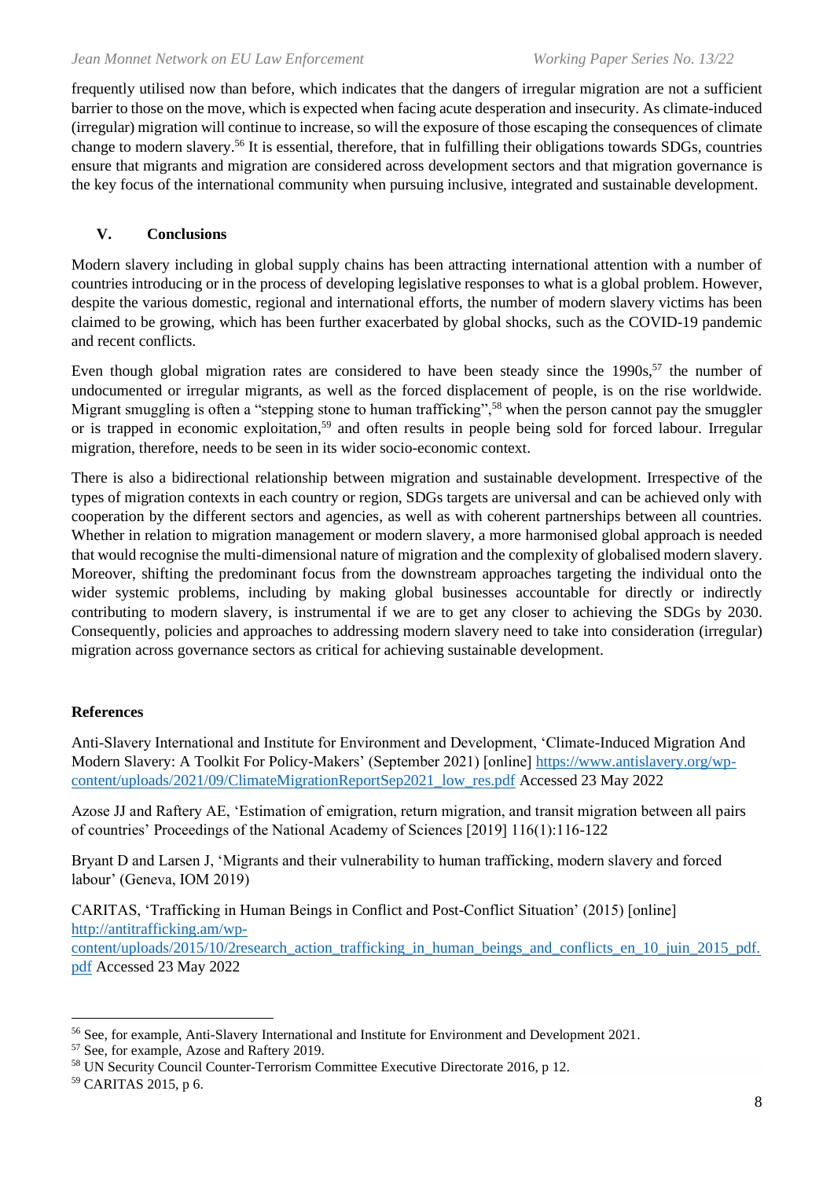frequently utilised now than before, which indicates that the dangers of irregular migration are not a sufficient barrier to those on the move, which is expected when facing acute desperation and insecurity. As climate-induced (irregular) migration will continue to increase, so will the exposure of those escaping the consequences of climate change to modern slavery.[56] It is essential, therefore, that in fulfilling their obligations towards SDGs, countries ensure that migrants and migration are considered across development sectors and that migration governance is the key focus of the international community when pursuing inclusive, integrated and sustainable development.

## V. Conclusions

Modern slavery including in global supply chains has been attracting international attention with a number of countries introducing or in the process of developing legislative responses to what is a global problem. However, despite the various domestic, regional and international efforts, the number of modern slavery victims has been claimed to be growing, which has been further exacerbated by global shocks, such as the COVID-19 pandemic and recent conflicts.

Even though global migration rates are considered to have been steady since the 1990s,[57] the number of undocumented or irregular migrants, as well as the forced displacement of people, is on the rise worldwide. Migrant smuggling is often a "stepping stone to human trafficking",[58] when the person cannot pay the smuggler or is trapped in economic exploitation,[59] and often results in people being sold for forced labour. Irregular migration, therefore, needs to be seen in its wider socio-economic context.

There is also a bidirectional relationship between migration and sustainable development. Irrespective of the types of migration contexts in each country or region, SDGs targets are universal and can be achieved only with cooperation by the different sectors and agencies, as well as with coherent partnerships between all countries. Whether in relation to migration management or modern slavery, a more harmonised global approach is needed that would recognise the multi-dimensional nature of migration and the complexity of globalised modern slavery. Moreover, shifting the predominant focus from the downstream approaches targeting the individual onto the wider systemic problems, including by making global businesses accountable for directly or indirectly contributing to modern slavery, is instrumental if we are to get any closer to achieving the SDGs by 2030. Consequently, policies and approaches to addressing modern slavery need to take into consideration (irregular) migration across governance sectors as critical for achieving sustainable development.

## References

Anti-Slavery International and Institute for Environment and Development, 'Climate-Induced Migration And Modern Slavery: A Toolkit For Policy-Makers' (September 2021) [online] https://www.antislavery.org/wp-content/uploads/2021/09/ClimateMigrationReportSep2021_low_res.pdf Accessed 23 May 2022

Azose JJ and Raftery AE, 'Estimation of emigration, return migration, and transit migration between all pairs of countries' Proceedings of the National Academy of Sciences [2019] 116(1):116-122

Bryant D and Larsen J, 'Migrants and their vulnerability to human trafficking, modern slavery and forced labour' (Geneva, IOM 2019)

CARITAS, 'Trafficking in Human Beings in Conflict and Post-Conflict Situation' (2015) [online] http://antitrafficking.am/wp-content/uploads/2015/10/2research_action_trafficking_in_human_beings_and_conflicts_en_10_juin_2015_pdf.pdf Accessed 23 May 2022

---

[56] See, for example, Anti-Slavery International and Institute for Environment and Development 2021.

[57] See, for example, Azose and Raftery 2019.

[58] UN Security Council Counter-Terrorism Committee Executive Directorate 2016, p 12.

[59] CARITAS 2015, p 6.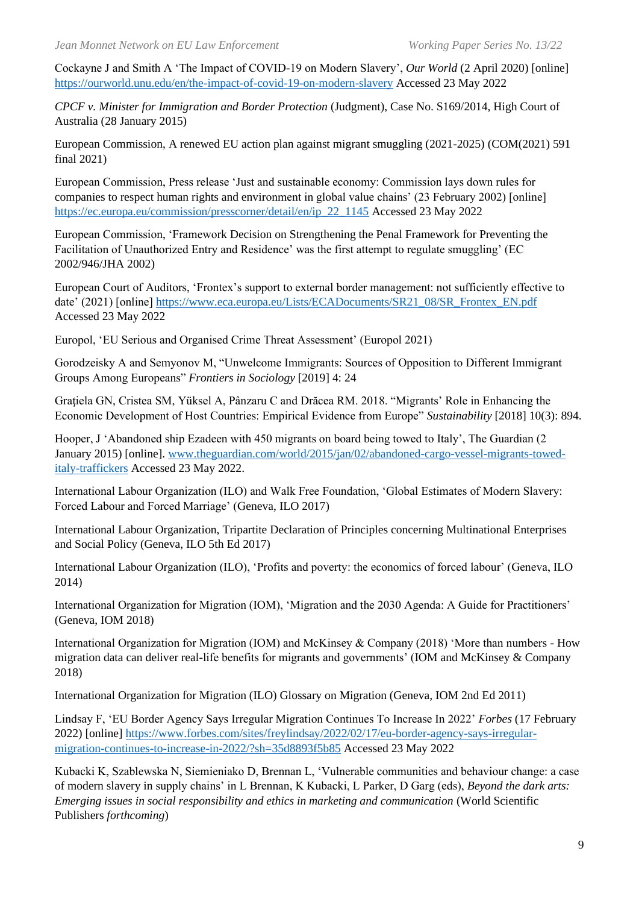Cockayne J and Smith A 'The Impact of COVID-19 on Modern Slavery', *Our World* (2 April 2020) [online] https://ourworld.unu.edu/en/the-impact-of-covid-19-on-modern-slavery Accessed 23 May 2022

*CPCF v. Minister for Immigration and Border Protection* (Judgment), Case No. S169/2014, High Court of Australia (28 January 2015)

European Commission, A renewed EU action plan against migrant smuggling (2021-2025) (COM(2021) 591 final 2021)

European Commission, Press release 'Just and sustainable economy: Commission lays down rules for companies to respect human rights and environment in global value chains' (23 February 2002) [online] https://ec.europa.eu/commission/presscorner/detail/en/ip_22_1145 Accessed 23 May 2022

European Commission, 'Framework Decision on Strengthening the Penal Framework for Preventing the Facilitation of Unauthorized Entry and Residence' was the first attempt to regulate smuggling' (EC 2002/946/JHA 2002)

European Court of Auditors, 'Frontex's support to external border management: not sufficiently effective to date' (2021) [online] https://www.eca.europa.eu/Lists/ECADocuments/SR21_08/SR_Frontex_EN.pdf Accessed 23 May 2022

Europol, 'EU Serious and Organised Crime Threat Assessment' (Europol 2021)

Gorodzeisky A and Semyonov M, "Unwelcome Immigrants: Sources of Opposition to Different Immigrant Groups Among Europeans" *Frontiers in Sociology* [2019] 4: 24

Grațiela GN, Cristea SM, Yüksel A, Pânzaru C and Drăcea RM. 2018. "Migrants' Role in Enhancing the Economic Development of Host Countries: Empirical Evidence from Europe" *Sustainability* [2018] 10(3): 894.

Hooper, J 'Abandoned ship Ezadeen with 450 migrants on board being towed to Italy', The Guardian (2 January 2015) [online]. www.theguardian.com/world/2015/jan/02/abandoned-cargo-vessel-migrants-towed-italy-traffickers Accessed 23 May 2022.

International Labour Organization (ILO) and Walk Free Foundation, 'Global Estimates of Modern Slavery: Forced Labour and Forced Marriage' (Geneva, ILO 2017)

International Labour Organization, Tripartite Declaration of Principles concerning Multinational Enterprises and Social Policy (Geneva, ILO 5th Ed 2017)

International Labour Organization (ILO), 'Profits and poverty: the economics of forced labour' (Geneva, ILO 2014)

International Organization for Migration (IOM), 'Migration and the 2030 Agenda: A Guide for Practitioners' (Geneva, IOM 2018)

International Organization for Migration (IOM) and McKinsey & Company (2018) 'More than numbers - How migration data can deliver real-life benefits for migrants and governments' (IOM and McKinsey & Company 2018)

International Organization for Migration (ILO) Glossary on Migration (Geneva, IOM 2nd Ed 2011)

Lindsay F, 'EU Border Agency Says Irregular Migration Continues To Increase In 2022' *Forbes* (17 February 2022) [online] https://www.forbes.com/sites/freylindsay/2022/02/17/eu-border-agency-says-irregular-migration-continues-to-increase-in-2022/?sh=35d8893f5b85 Accessed 23 May 2022

Kubacki K, Szablewska N, Siemieniako D, Brennan L, 'Vulnerable communities and behaviour change: a case of modern slavery in supply chains' in L Brennan, K Kubacki, L Parker, D Garg (eds), *Beyond the dark arts: Emerging issues in social responsibility and ethics in marketing and communication* (World Scientific Publishers *forthcoming*)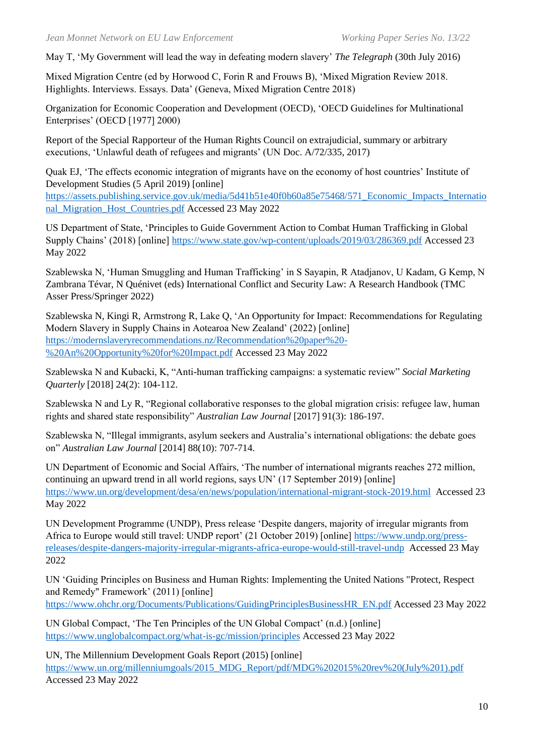May T, 'My Government will lead the way in defeating modern slavery' *The Telegraph* (30th July 2016)

Mixed Migration Centre (ed by Horwood C, Forin R and Frouws B), 'Mixed Migration Review 2018. Highlights. Interviews. Essays. Data' (Geneva, Mixed Migration Centre 2018)

Organization for Economic Cooperation and Development (OECD), 'OECD Guidelines for Multinational Enterprises' (OECD [1977] 2000)

Report of the Special Rapporteur of the Human Rights Council on extrajudicial, summary or arbitrary executions, 'Unlawful death of refugees and migrants' (UN Doc. A/72/335, 2017)

Quak EJ, 'The effects economic integration of migrants have on the economy of host countries' Institute of Development Studies (5 April 2019) [online] https://assets.publishing.service.gov.uk/media/5d41b51e40f0b60a85e75468/571_Economic_Impacts_International_Migration_Host_Countries.pdf Accessed 23 May 2022

US Department of State, 'Principles to Guide Government Action to Combat Human Trafficking in Global Supply Chains' (2018) [online] https://www.state.gov/wp-content/uploads/2019/03/286369.pdf Accessed 23 May 2022

Szablewska N, 'Human Smuggling and Human Trafficking' in S Sayapin, R Atadjanov, U Kadam, G Kemp, N Zambrana Tévar, N Quénivet (eds) International Conflict and Security Law: A Research Handbook (TMC Asser Press/Springer 2022)

Szablewska N, Kingi R, Armstrong R, Lake Q, 'An Opportunity for Impact: Recommendations for Regulating Modern Slavery in Supply Chains in Aotearoa New Zealand' (2022) [online] https://modernslaveryrecommendations.nz/Recommendation%20paper%20-%20An%20Opportunity%20for%20Impact.pdf Accessed 23 May 2022

Szablewska N and Kubacki, K, "Anti-human trafficking campaigns: a systematic review" *Social Marketing Quarterly* [2018] 24(2): 104-112.

Szablewska N and Ly R, "Regional collaborative responses to the global migration crisis: refugee law, human rights and shared state responsibility" *Australian Law Journal* [2017] 91(3): 186-197.

Szablewska N, "Illegal immigrants, asylum seekers and Australia's international obligations: the debate goes on" *Australian Law Journal* [2014] 88(10): 707-714.

UN Department of Economic and Social Affairs, 'The number of international migrants reaches 272 million, continuing an upward trend in all world regions, says UN' (17 September 2019) [online] https://www.un.org/development/desa/en/news/population/international-migrant-stock-2019.html Accessed 23 May 2022

UN Development Programme (UNDP), Press release 'Despite dangers, majority of irregular migrants from Africa to Europe would still travel: UNDP report' (21 October 2019) [online] https://www.undp.org/press-releases/despite-dangers-majority-irregular-migrants-africa-europe-would-still-travel-undp Accessed 23 May 2022

UN 'Guiding Principles on Business and Human Rights: Implementing the United Nations "Protect, Respect and Remedy" Framework' (2011) [online] https://www.ohchr.org/Documents/Publications/GuidingPrinciplesBusinessHR_EN.pdf Accessed 23 May 2022

UN Global Compact, 'The Ten Principles of the UN Global Compact' (n.d.) [online] https://www.unglobalcompact.org/what-is-gc/mission/principles Accessed 23 May 2022

UN, The Millennium Development Goals Report (2015) [online] https://www.un.org/millenniumgoals/2015_MDG_Report/pdf/MDG%202015%20rev%20(July%201).pdf Accessed 23 May 2022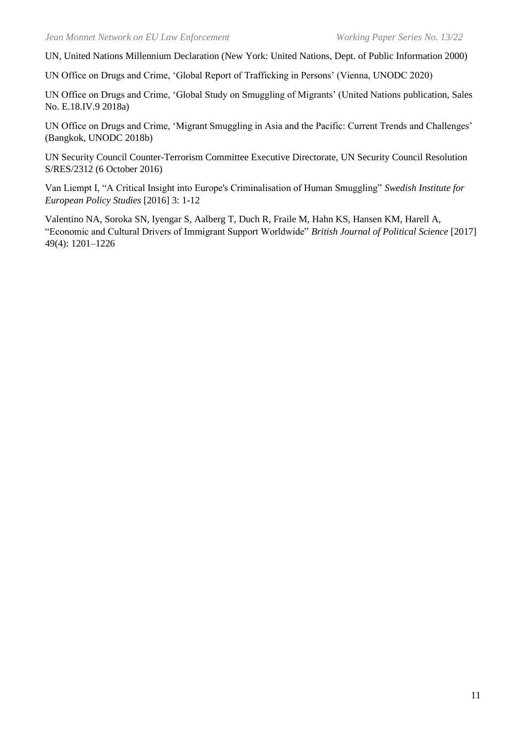UN, United Nations Millennium Declaration (New York: United Nations, Dept. of Public Information 2000)

UN Office on Drugs and Crime, 'Global Report of Trafficking in Persons' (Vienna, UNODC 2020)

UN Office on Drugs and Crime, 'Global Study on Smuggling of Migrants' (United Nations publication, Sales No. E.18.IV.9 2018a)

UN Office on Drugs and Crime, 'Migrant Smuggling in Asia and the Pacific: Current Trends and Challenges' (Bangkok, UNODC 2018b)

UN Security Council Counter-Terrorism Committee Executive Directorate, UN Security Council Resolution S/RES/2312 (6 October 2016)

Van Liempt I, "A Critical Insight into Europe's Criminalisation of Human Smuggling" *Swedish Institute for European Policy Studies* [2016] 3: 1-12

Valentino NA, Soroka SN, Iyengar S, Aalberg T, Duch R, Fraile M, Hahn KS, Hansen KM, Harell A, "Economic and Cultural Drivers of Immigrant Support Worldwide" *British Journal of Political Science* [2017] 49(4): 1201–1226